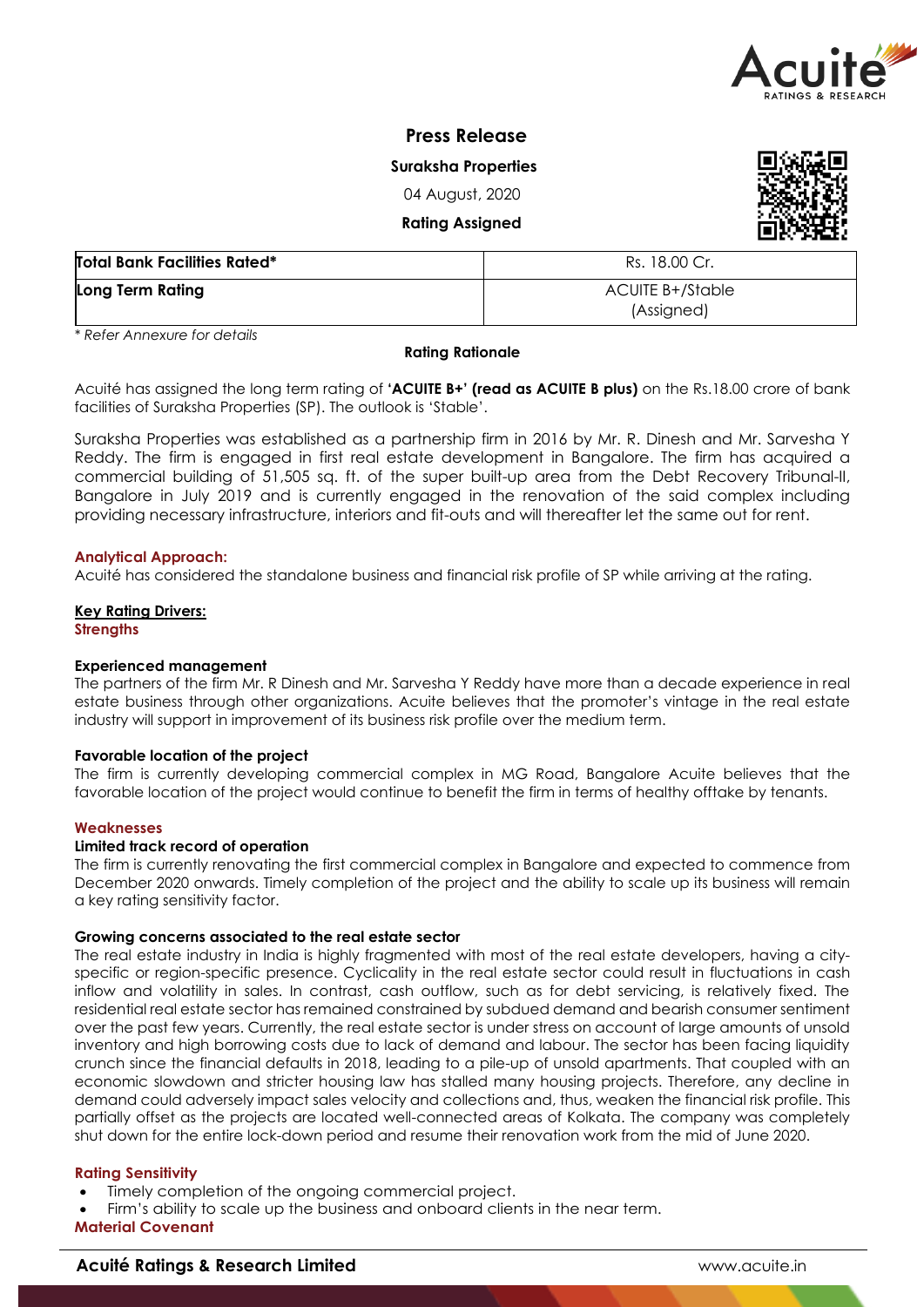# Press Release

**Suraksha Properties**

04 August, 2020

**Rating Assigned**

| **Total Bank Facilities Rated*** | Rs. 18.00 Cr. |
|---|---|
| **Long Term Rating** | ACUITE B+/Stable (Assigned) |

*\* Refer Annexure for details*

**Rating Rationale**

Acuité has assigned the long term rating of **'ACUITE B+' (read as ACUITE B plus)** on the Rs.18.00 crore of bank facilities of Suraksha Properties (SP). The outlook is 'Stable'.

Suraksha Properties was established as a partnership firm in 2016 by Mr. R. Dinesh and Mr. Sarvesha Y Reddy. The firm is engaged in first real estate development in Bangalore. The firm has acquired a commercial building of 51,505 sq. ft. of the super built-up area from the Debt Recovery Tribunal-II, Bangalore in July 2019 and is currently engaged in the renovation of the said complex including providing necessary infrastructure, interiors and fit-outs and will thereafter let the same out for rent.

## Analytical Approach:

Acuité has considered the standalone business and financial risk profile of SP while arriving at the rating.

## Key Rating Drivers:

### Strengths

**Experienced management**

The partners of the firm Mr. R Dinesh and Mr. Sarvesha Y Reddy have more than a decade experience in real estate business through other organizations. Acuite believes that the promoter's vintage in the real estate industry will support in improvement of its business risk profile over the medium term.

**Favorable location of the project**

The firm is currently developing commercial complex in MG Road, Bangalore Acuite believes that the favorable location of the project would continue to benefit the firm in terms of healthy offtake by tenants.

### Weaknesses

**Limited track record of operation**

The firm is currently renovating the first commercial complex in Bangalore and expected to commence from December 2020 onwards. Timely completion of the project and the ability to scale up its business will remain a key rating sensitivity factor.

**Growing concerns associated to the real estate sector**

The real estate industry in India is highly fragmented with most of the real estate developers, having a city-specific or region-specific presence. Cyclicality in the real estate sector could result in fluctuations in cash inflow and volatility in sales. In contrast, cash outflow, such as for debt servicing, is relatively fixed. The residential real estate sector has remained constrained by subdued demand and bearish consumer sentiment over the past few years. Currently, the real estate sector is under stress on account of large amounts of unsold inventory and high borrowing costs due to lack of demand and labour. The sector has been facing liquidity crunch since the financial defaults in 2018, leading to a pile-up of unsold apartments. That coupled with an economic slowdown and stricter housing law has stalled many housing projects. Therefore, any decline in demand could adversely impact sales velocity and collections and, thus, weaken the financial risk profile. This partially offset as the projects are located well-connected areas of Kolkata. The company was completely shut down for the entire lock-down period and resume their renovation work from the mid of June 2020.

## Rating Sensitivity

- Timely completion of the ongoing commercial project.
- Firm's ability to scale up the business and onboard clients in the near term.

## Material Covenant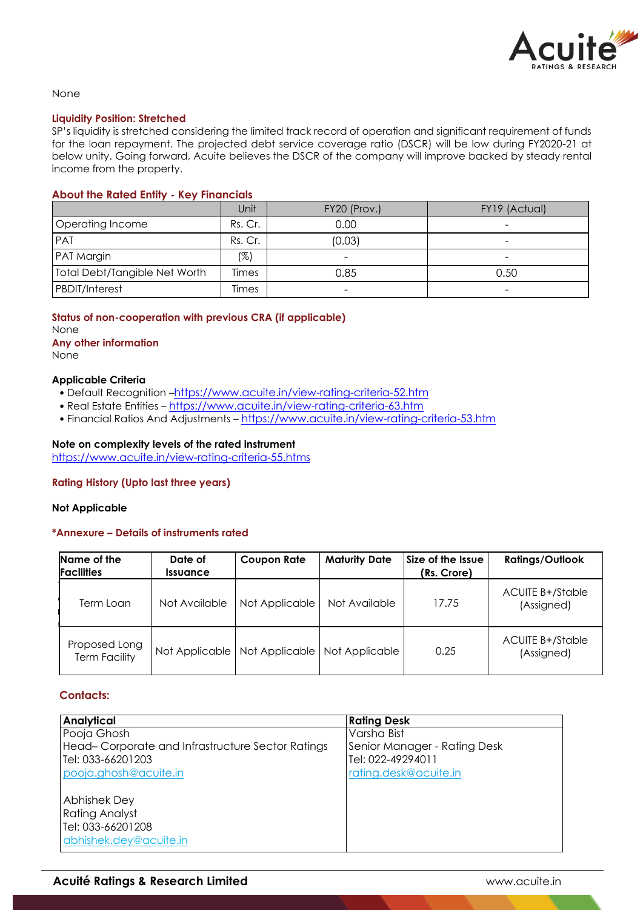None

### Liquidity Position: Stretched

SP's liquidity is stretched considering the limited track record of operation and significant requirement of funds for the loan repayment. The projected debt service coverage ratio (DSCR) will be low during FY2020-21 at below unity. Going forward, Acuite believes the DSCR of the company will improve backed by steady rental income from the property.

### About the Rated Entity - Key Financials

| | Unit | FY20 (Prov.) | FY19 (Actual) |
|---|---|---|---|
| Operating Income | Rs. Cr. | 0.00 | - |
| PAT | Rs. Cr. | (0.03) | - |
| PAT Margin | (%) | - | - |
| Total Debt/Tangible Net Worth | Times | 0.85 | 0.50 |
| PBDIT/Interest | Times | - | - |

### Status of non-cooperation with previous CRA (if applicable)

None

### Any other information

None

### Applicable Criteria

- Default Recognition –https://www.acuite.in/view-rating-criteria-52.htm
- Real Estate Entities – https://www.acuite.in/view-rating-criteria-63.htm
- Financial Ratios And Adjustments – https://www.acuite.in/view-rating-criteria-53.htm

### Note on complexity levels of the rated instrument

https://www.acuite.in/view-rating-criteria-55.htms

### Rating History (Upto last three years)

**Not Applicable**

### *Annexure – Details of instruments rated

| Name of the Facilities | Date of Issuance | Coupon Rate | Maturity Date | Size of the Issue (Rs. Crore) | Ratings/Outlook |
|---|---|---|---|---|---|
| Term Loan | Not Available | Not Applicable | Not Available | 17.75 | ACUITE B+/Stable (Assigned) |
| Proposed Long Term Facility | Not Applicable | Not Applicable | Not Applicable | 0.25 | ACUITE B+/Stable (Assigned) |

### Contacts:

| Analytical | Rating Desk |
|---|---|
| Pooja Ghosh<br>Head– Corporate and Infrastructure Sector Ratings<br>Tel: 033-66201203<br>pooja.ghosh@acuite.in<br><br>Abhishek Dey<br>Rating Analyst<br>Tel: 033-66201208<br>abhishek.dey@acuite.in | Varsha Bist<br>Senior Manager - Rating Desk<br>Tel: 022-49294011<br>rating.desk@acuite.in |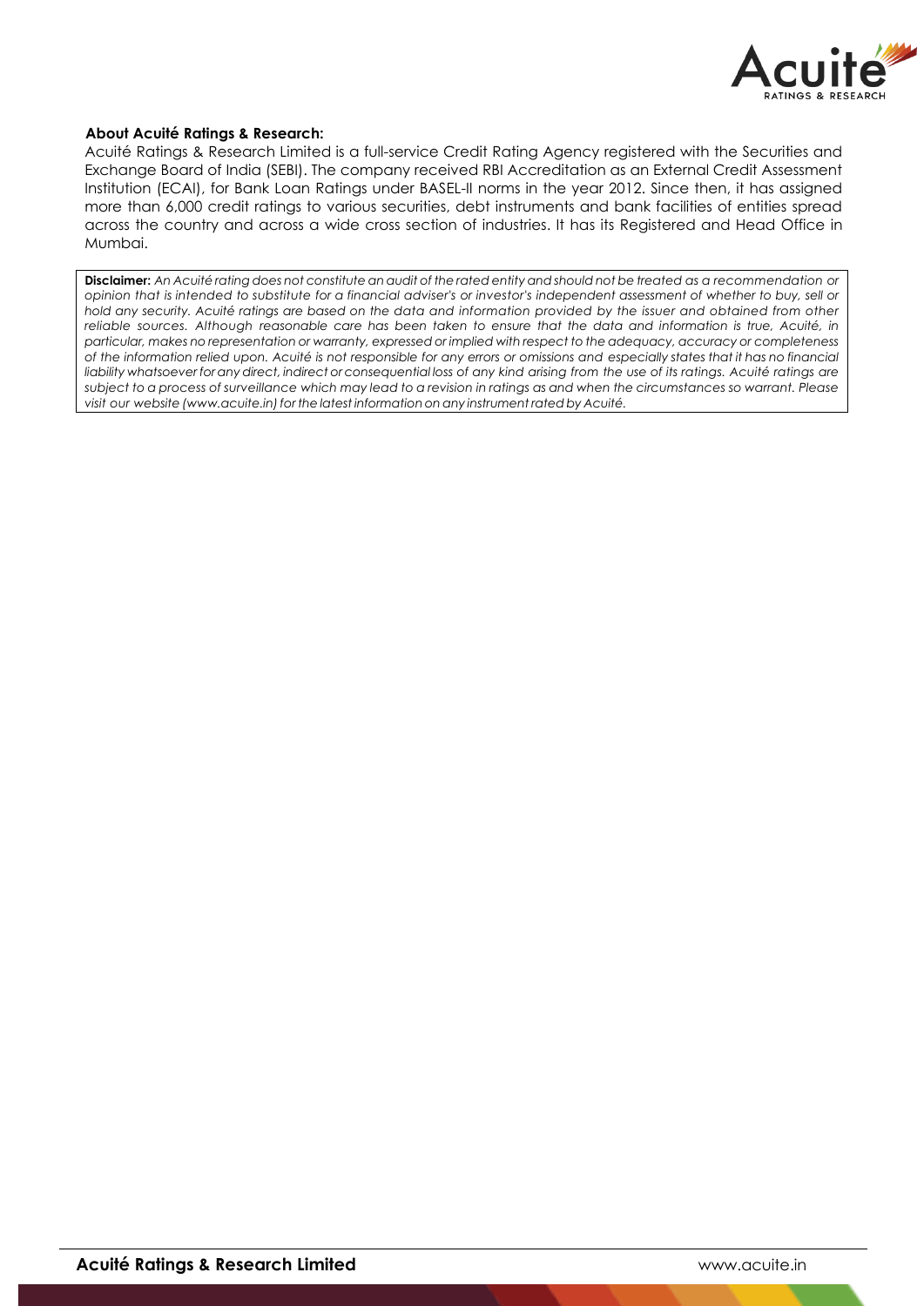**About Acuité Ratings & Research:**

Acuité Ratings & Research Limited is a full-service Credit Rating Agency registered with the Securities and Exchange Board of India (SEBI). The company received RBI Accreditation as an External Credit Assessment Institution (ECAI), for Bank Loan Ratings under BASEL-II norms in the year 2012. Since then, it has assigned more than 6,000 credit ratings to various securities, debt instruments and bank facilities of entities spread across the country and across a wide cross section of industries. It has its Registered and Head Office in Mumbai.

**Disclaimer:** *An Acuité rating does not constitute an audit of the rated entity and should not be treated as a recommendation or opinion that is intended to substitute for a financial adviser's or investor's independent assessment of whether to buy, sell or hold any security. Acuité ratings are based on the data and information provided by the issuer and obtained from other reliable sources. Although reasonable care has been taken to ensure that the data and information is true, Acuité, in particular, makes no representation or warranty, expressed or implied with respect to the adequacy, accuracy or completeness of the information relied upon. Acuité is not responsible for any errors or omissions and especially states that it has no financial liability whatsoever for any direct, indirect or consequential loss of any kind arising from the use of its ratings. Acuité ratings are subject to a process of surveillance which may lead to a revision in ratings as and when the circumstances so warrant. Please visit our website (www.acuite.in) for the latest information on any instrument rated by Acuité.*